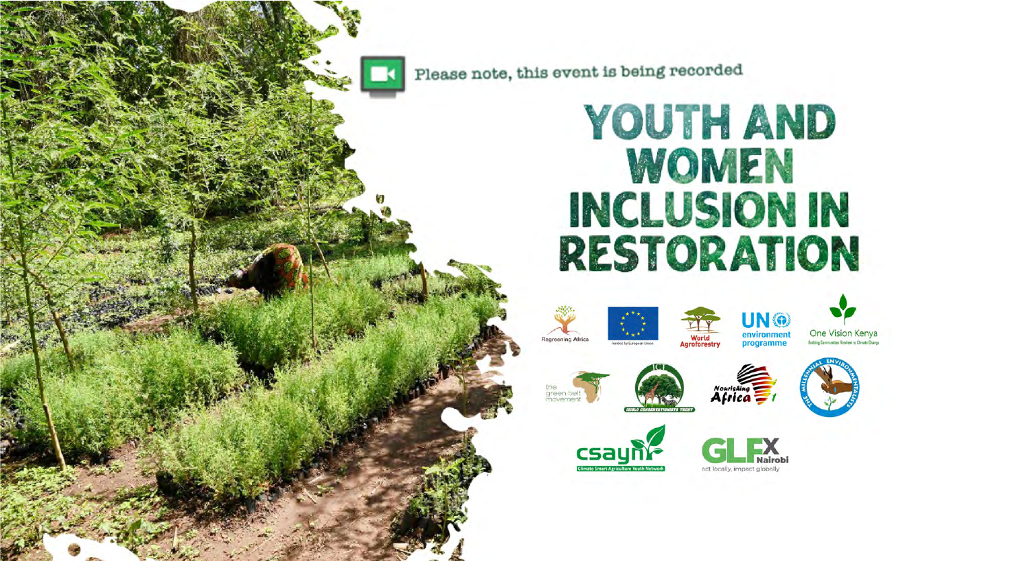Please note, this event is being recorded

# YOUTH AND WOMEN INCLUSION IN RESTORATION

Regreening Africa

Funded by European Union

World Agroforestry

UN environment programme

One Vision Kenya
Building Communities Resilient to Climate Change

the green belt movement

ICT
ISIOLO CONSERVATIONISTS TRUST

Nourishing Africa

THE MILLENNIAL ENVIRONMENTALISTS

csaynn
Climate Smart Agriculture Youth Network

GLFx Nairobi
act locally, impact globally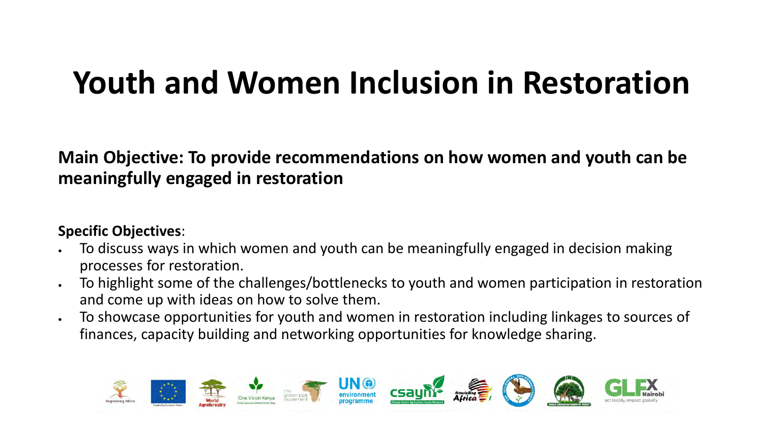# Youth and Women Inclusion in Restoration

**Main Objective: To provide recommendations on how women and youth can be meaningfully engaged in restoration**

**Specific Objectives**:

- To discuss ways in which women and youth can be meaningfully engaged in decision making processes for restoration.
- To highlight some of the challenges/bottlenecks to youth and women participation in restoration and come up with ideas on how to solve them.
- To showcase opportunities for youth and women in restoration including linkages to sources of finances, capacity building and networking opportunities for knowledge sharing.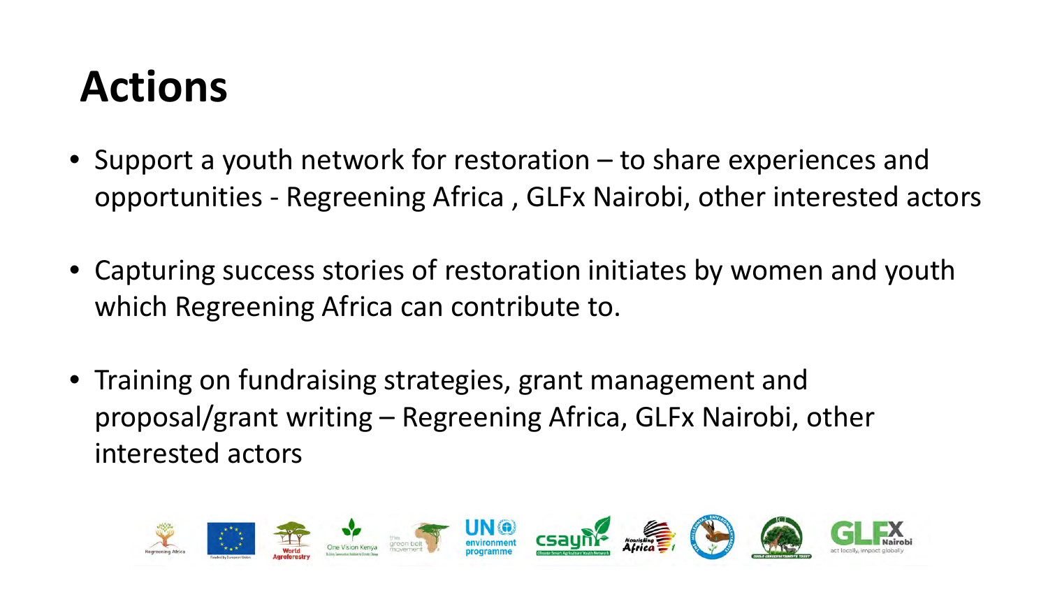# Actions

- Support a youth network for restoration – to share experiences and opportunities - Regreening Africa , GLFx Nairobi, other interested actors

- Capturing success stories of restoration initiates by women and youth which Regreening Africa can contribute to.

- Training on fundraising strategies, grant management and proposal/grant writing – Regreening Africa, GLFx Nairobi, other interested actors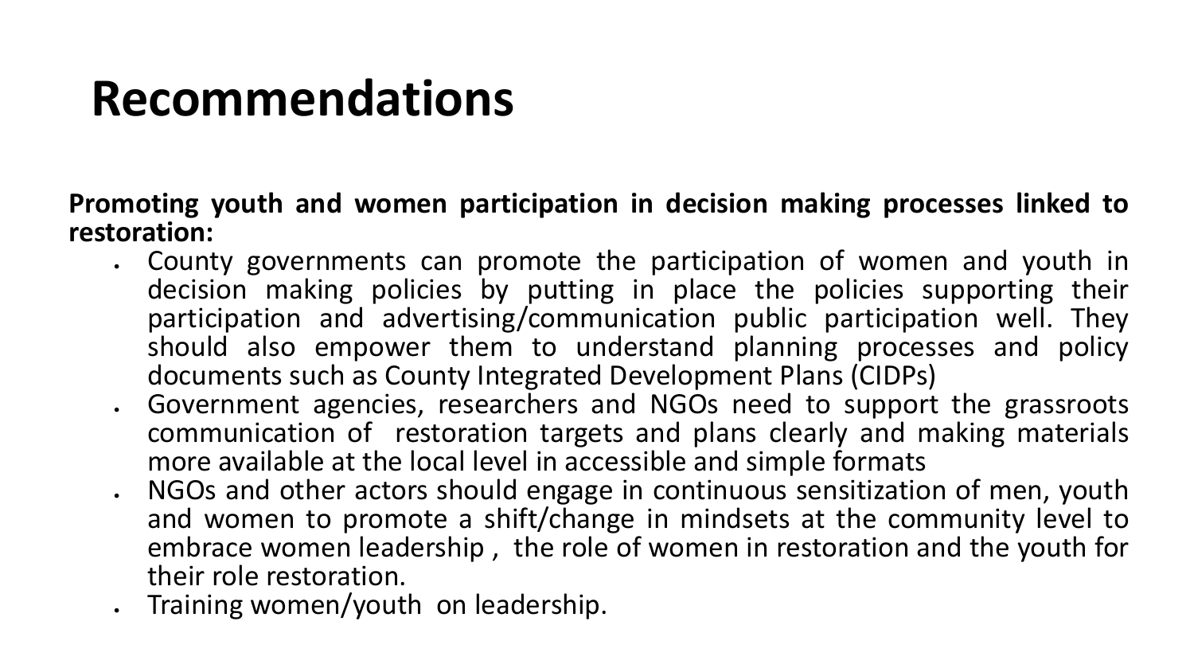# Recommendations

**Promoting youth and women participation in decision making processes linked to restoration:**

- County governments can promote the participation of women and youth in decision making policies by putting in place the policies supporting their participation and advertising/communication public participation well. They should also empower them to understand planning processes and policy documents such as County Integrated Development Plans (CIDPs)
- Government agencies, researchers and NGOs need to support the grassroots communication of restoration targets and plans clearly and making materials more available at the local level in accessible and simple formats
- NGOs and other actors should engage in continuous sensitization of men, youth and women to promote a shift/change in mindsets at the community level to embrace women leadership , the role of women in restoration and the youth for their role restoration.
- Training women/youth on leadership.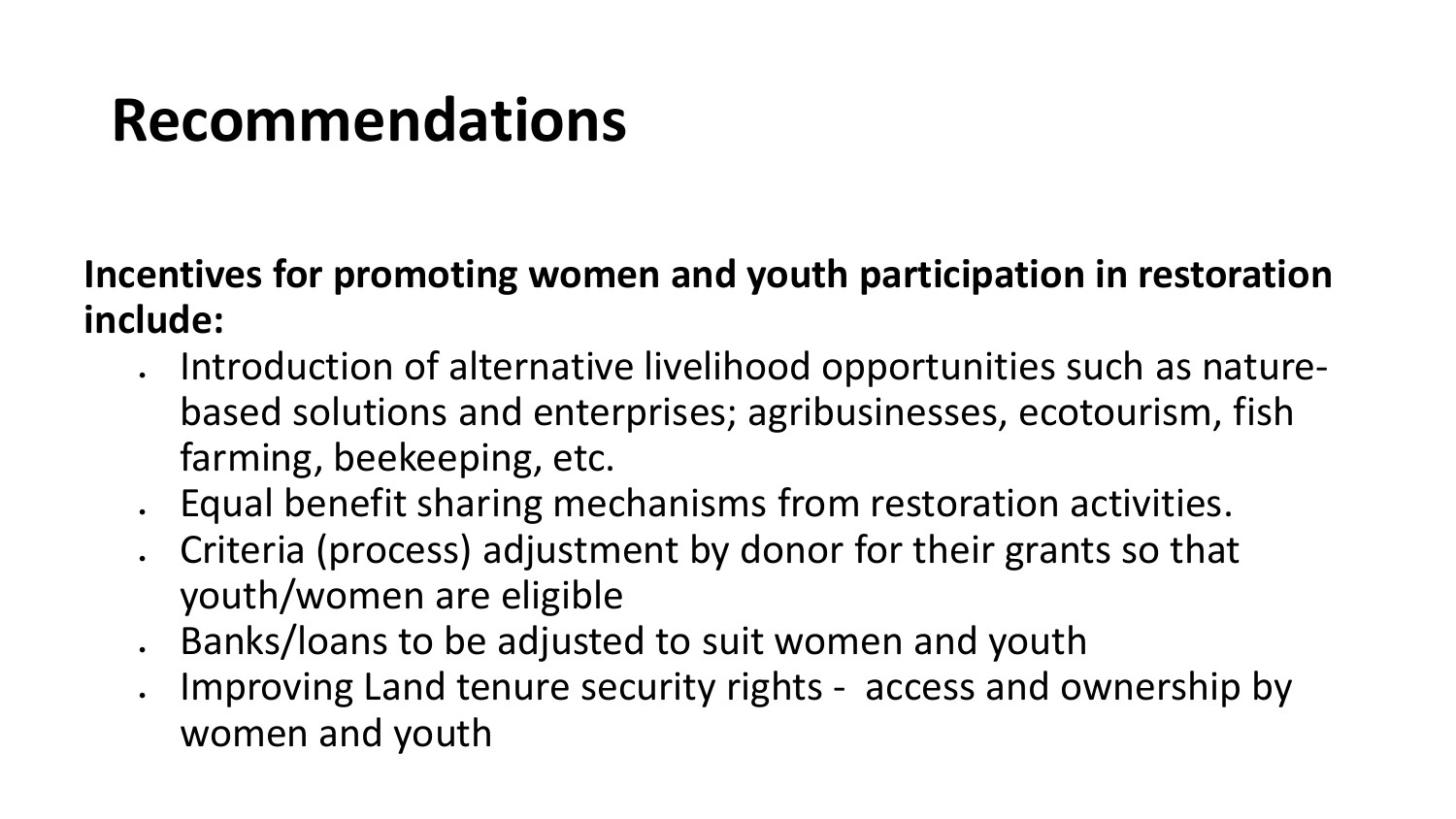# Recommendations

**Incentives for promoting women and youth participation in restoration include:**

- Introduction of alternative livelihood opportunities such as nature-based solutions and enterprises; agribusinesses, ecotourism, fish farming, beekeeping, etc.
- Equal benefit sharing mechanisms from restoration activities.
- Criteria (process) adjustment by donor for their grants so that youth/women are eligible
- Banks/loans to be adjusted to suit women and youth
- Improving Land tenure security rights - access and ownership by women and youth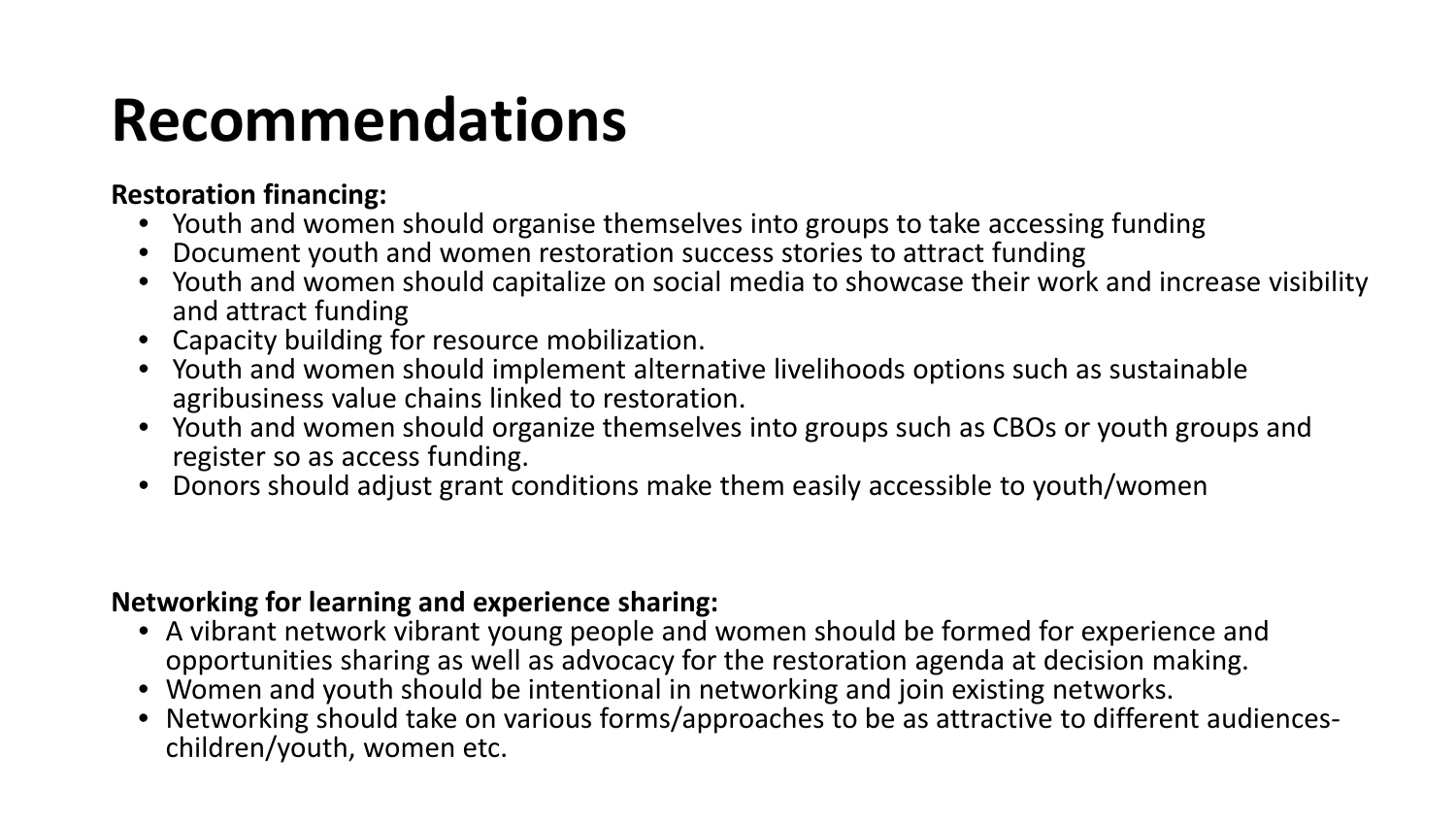# Recommendations

**Restoration financing:**

- Youth and women should organise themselves into groups to take accessing funding
- Document youth and women restoration success stories to attract funding
- Youth and women should capitalize on social media to showcase their work and increase visibility and attract funding
- Capacity building for resource mobilization.
- Youth and women should implement alternative livelihoods options such as sustainable agribusiness value chains linked to restoration.
- Youth and women should organize themselves into groups such as CBOs or youth groups and register so as access funding.
- Donors should adjust grant conditions make them easily accessible to youth/women

**Networking for learning and experience sharing:**

- A vibrant network vibrant young people and women should be formed for experience and opportunities sharing as well as advocacy for the restoration agenda at decision making.
- Women and youth should be intentional in networking and join existing networks.
- Networking should take on various forms/approaches to be as attractive to different audiences- children/youth, women etc.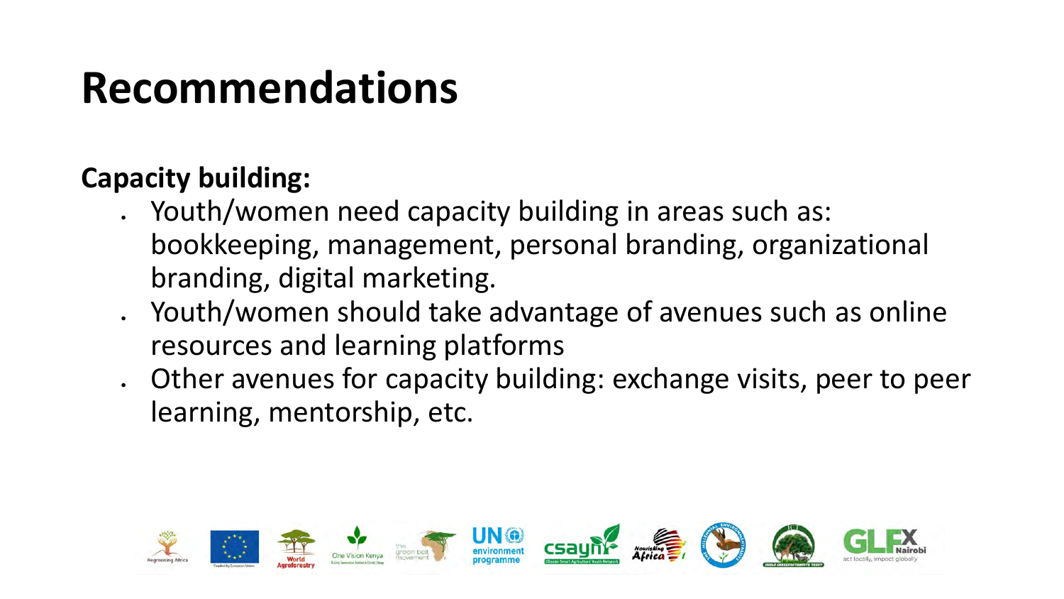# Recommendations

**Capacity building:**

- Youth/women need capacity building in areas such as: bookkeeping, management, personal branding, organizational branding, digital marketing.
- Youth/women should take advantage of avenues such as online resources and learning platforms
- Other avenues for capacity building: exchange visits, peer to peer learning, mentorship, etc.